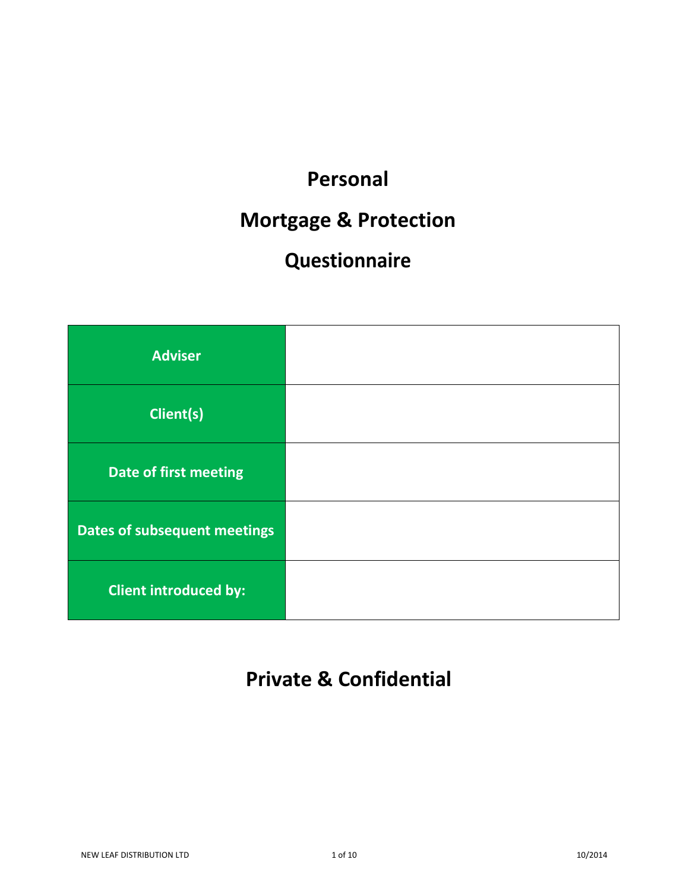# Personal

# Mortgage & Protection

# Questionnaire

| | |
|---|---|
| **Adviser** | |
| **Client(s)** | |
| **Date of first meeting** | |
| **Dates of subsequent meetings** | |
| **Client introduced by:** | |

## Private & Confidential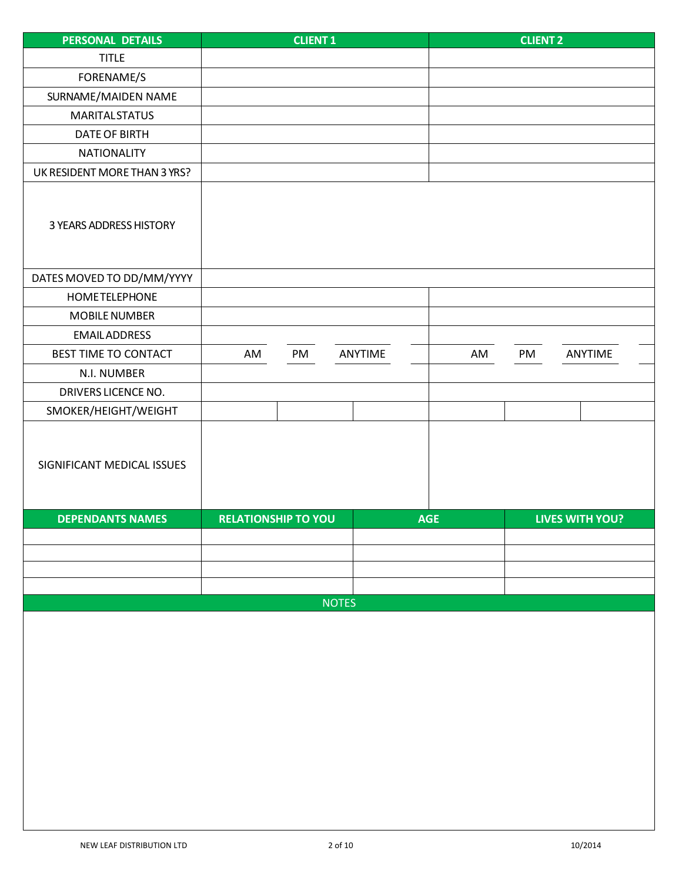| PERSONAL DETAILS | CLIENT 1 | | | CLIENT 2 | | |
|---|---|---|---|---|---|---|
| TITLE | | | | | | |
| FORENAME/S | | | | | | |
| SURNAME/MAIDEN NAME | | | | | | |
| MARITAL STATUS | | | | | | |
| DATE OF BIRTH | | | | | | |
| NATIONALITY | | | | | | |
| UK RESIDENT MORE THAN 3 YRS? | | | | | | |
| 3 YEARS ADDRESS HISTORY | | | | | | |
| DATES MOVED TO DD/MM/YYYY | | | | | | |
| HOME TELEPHONE | | | | | | |
| MOBILE NUMBER | | | | | | |
| EMAIL ADDRESS | | | | | | |
| BEST TIME TO CONTACT | AM | PM | ANYTIME | AM | PM | ANYTIME |
| N.I. NUMBER | | | | | | |
| DRIVERS LICENCE NO. | | | | | | |
| SMOKER/HEIGHT/WEIGHT | | | | | | |
| SIGNIFICANT MEDICAL ISSUES | | | | | | |

| DEPENDANTS NAMES | RELATIONSHIP TO YOU | AGE | LIVES WITH YOU? |
|---|---|---|---|
| | | | |
| | | | |
| | | | |
| | | | |

| NOTES |
|---|
| |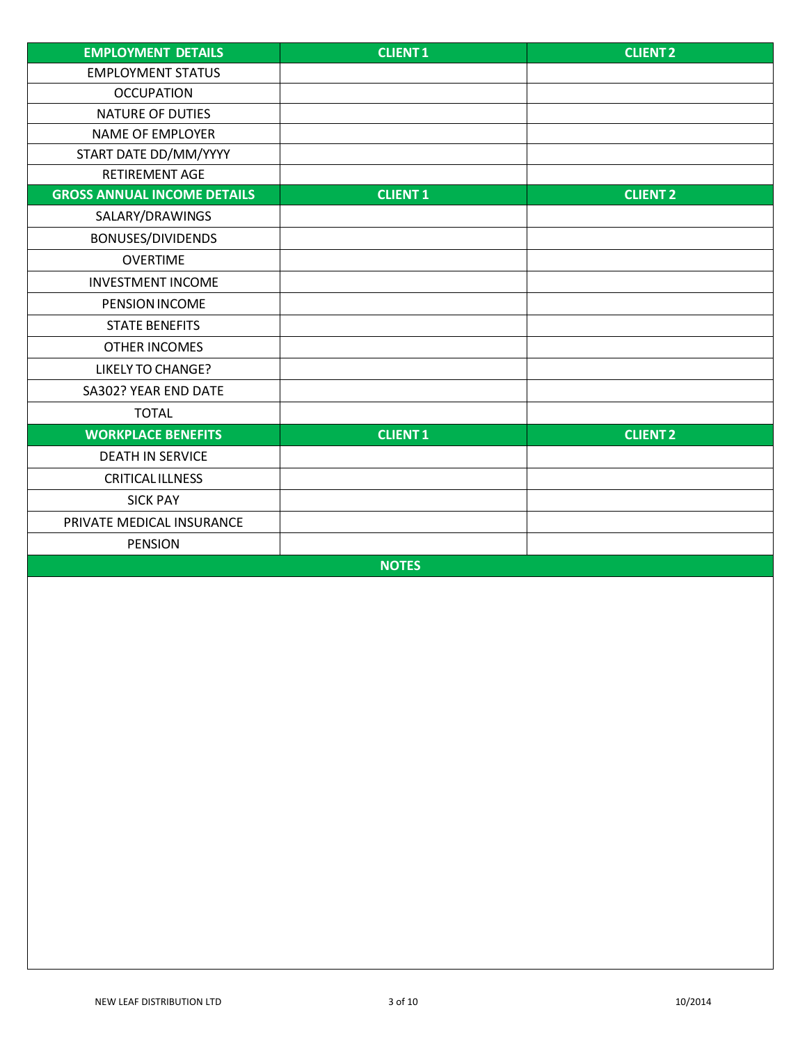| EMPLOYMENT DETAILS | CLIENT 1 | CLIENT 2 |
|---|---|---|
| EMPLOYMENT STATUS | | |
| OCCUPATION | | |
| NATURE OF DUTIES | | |
| NAME OF EMPLOYER | | |
| START DATE DD/MM/YYYY | | |
| RETIREMENT AGE | | |
| **GROSS ANNUAL INCOME DETAILS** | **CLIENT 1** | **CLIENT 2** |
| SALARY/DRAWINGS | | |
| BONUSES/DIVIDENDS | | |
| OVERTIME | | |
| INVESTMENT INCOME | | |
| PENSION INCOME | | |
| STATE BENEFITS | | |
| OTHER INCOMES | | |
| LIKELY TO CHANGE? | | |
| SA302? YEAR END DATE | | |
| TOTAL | | |
| **WORKPLACE BENEFITS** | **CLIENT 1** | **CLIENT 2** |
| DEATH IN SERVICE | | |
| CRITICAL ILLNESS | | |
| SICK PAY | | |
| PRIVATE MEDICAL INSURANCE | | |
| PENSION | | |

**NOTES**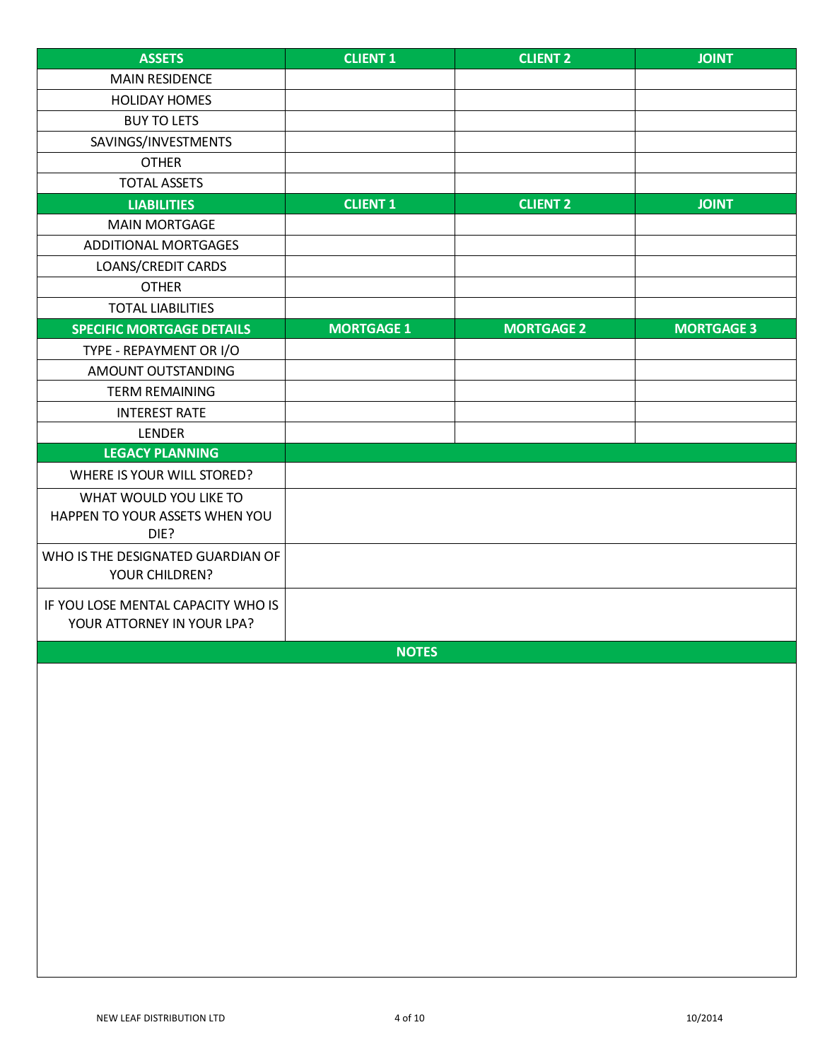| ASSETS | CLIENT 1 | CLIENT 2 | JOINT |
|---|---|---|---|
| MAIN RESIDENCE | | | |
| HOLIDAY HOMES | | | |
| BUY TO LETS | | | |
| SAVINGS/INVESTMENTS | | | |
| OTHER | | | |
| TOTAL ASSETS | | | |
| **LIABILITIES** | **CLIENT 1** | **CLIENT 2** | **JOINT** |
| MAIN MORTGAGE | | | |
| ADDITIONAL MORTGAGES | | | |
| LOANS/CREDIT CARDS | | | |
| OTHER | | | |
| TOTAL LIABILITIES | | | |
| **SPECIFIC MORTGAGE DETAILS** | **MORTGAGE 1** | **MORTGAGE 2** | **MORTGAGE 3** |
| TYPE - REPAYMENT OR I/O | | | |
| AMOUNT OUTSTANDING | | | |
| TERM REMAINING | | | |
| INTEREST RATE | | | |
| LENDER | | | |

| LEGACY PLANNING | |
|---|---|
| WHERE IS YOUR WILL STORED? | |
| WHAT WOULD YOU LIKE TO HAPPEN TO YOUR ASSETS WHEN YOU DIE? | |
| WHO IS THE DESIGNATED GUARDIAN OF YOUR CHILDREN? | |
| IF YOU LOSE MENTAL CAPACITY WHO IS YOUR ATTORNEY IN YOUR LPA? | |

| NOTES |
|---|
| |

NEW LEAF DISTRIBUTION LTD

10/2014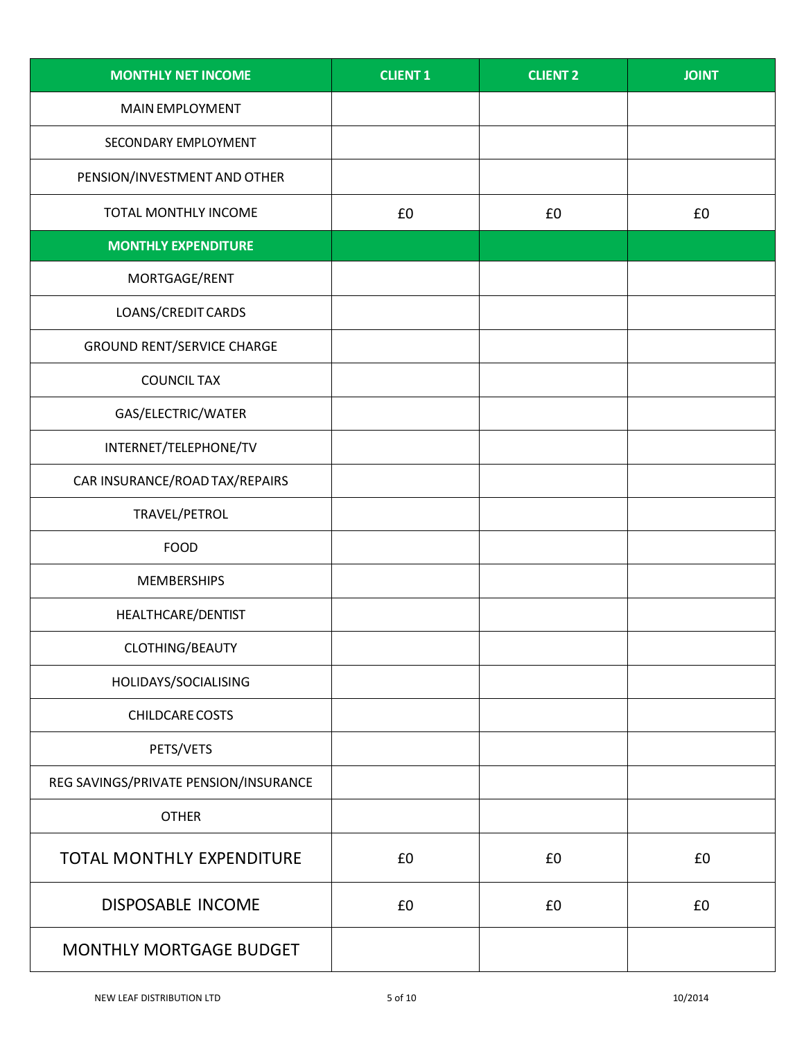| MONTHLY NET INCOME | CLIENT 1 | CLIENT 2 | JOINT |
|---|---|---|---|
| MAIN EMPLOYMENT | | | |
| SECONDARY EMPLOYMENT | | | |
| PENSION/INVESTMENT AND OTHER | | | |
| TOTAL MONTHLY INCOME | £0 | £0 | £0 |
| **MONTHLY EXPENDITURE** | | | |
| MORTGAGE/RENT | | | |
| LOANS/CREDIT CARDS | | | |
| GROUND RENT/SERVICE CHARGE | | | |
| COUNCIL TAX | | | |
| GAS/ELECTRIC/WATER | | | |
| INTERNET/TELEPHONE/TV | | | |
| CAR INSURANCE/ROAD TAX/REPAIRS | | | |
| TRAVEL/PETROL | | | |
| FOOD | | | |
| MEMBERSHIPS | | | |
| HEALTHCARE/DENTIST | | | |
| CLOTHING/BEAUTY | | | |
| HOLIDAYS/SOCIALISING | | | |
| CHILDCARE COSTS | | | |
| PETS/VETS | | | |
| REG SAVINGS/PRIVATE PENSION/INSURANCE | | | |
| OTHER | | | |
| TOTAL MONTHLY EXPENDITURE | £0 | £0 | £0 |
| DISPOSABLE INCOME | £0 | £0 | £0 |
| MONTHLY MORTGAGE BUDGET | | | |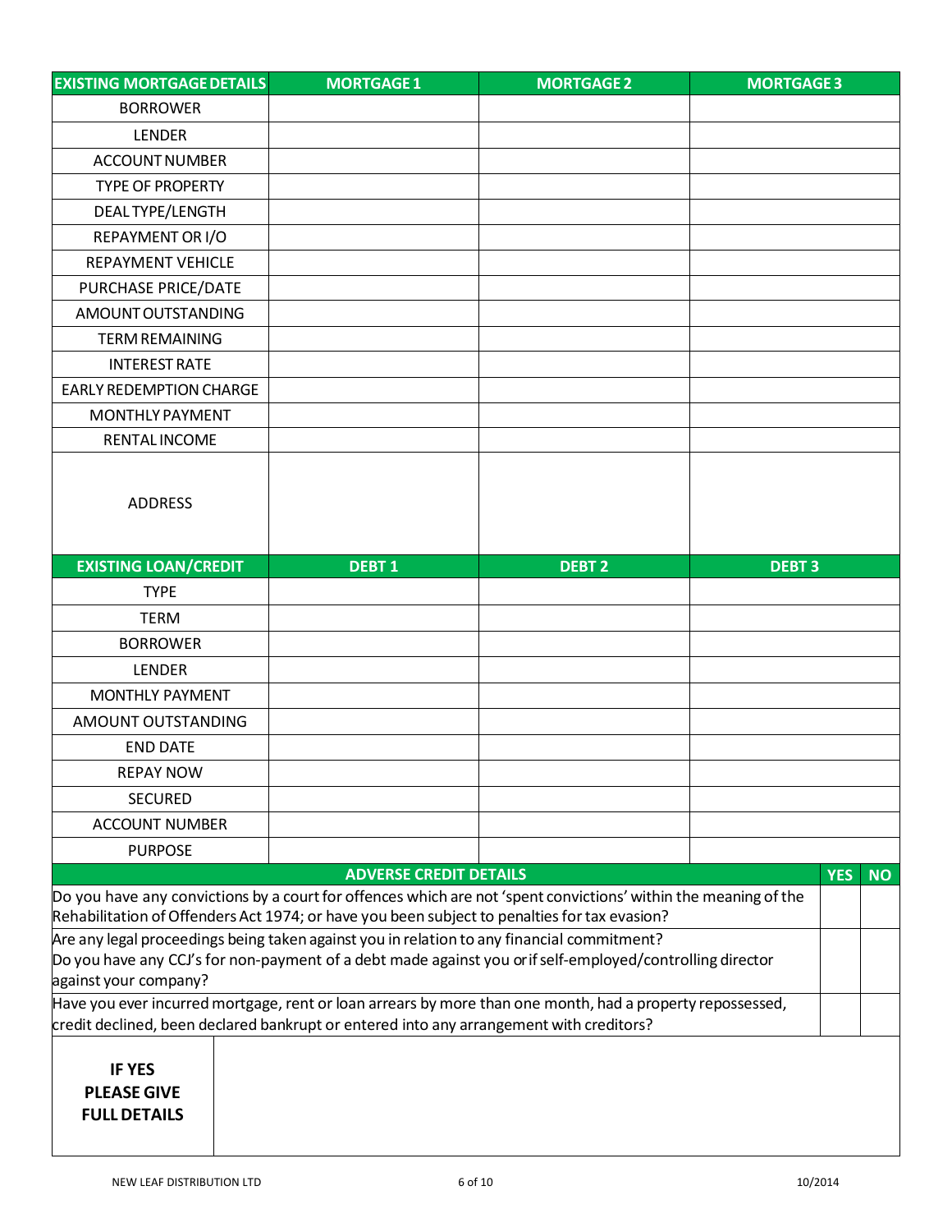| EXISTING MORTGAGE DETAILS | MORTGAGE 1 | MORTGAGE 2 | MORTGAGE 3 |
| --- | --- | --- | --- |
| BORROWER | | | |
| LENDER | | | |
| ACCOUNT NUMBER | | | |
| TYPE OF PROPERTY | | | |
| DEAL TYPE/LENGTH | | | |
| REPAYMENT OR I/O | | | |
| REPAYMENT VEHICLE | | | |
| PURCHASE PRICE/DATE | | | |
| AMOUNT OUTSTANDING | | | |
| TERM REMAINING | | | |
| INTEREST RATE | | | |
| EARLY REDEMPTION CHARGE | | | |
| MONTHLY PAYMENT | | | |
| RENTAL INCOME | | | |
| ADDRESS | | | |

| EXISTING LOAN/CREDIT | DEBT 1 | DEBT 2 | DEBT 3 |
| --- | --- | --- | --- |
| TYPE | | | |
| TERM | | | |
| BORROWER | | | |
| LENDER | | | |
| MONTHLY PAYMENT | | | |
| AMOUNT OUTSTANDING | | | |
| END DATE | | | |
| REPAY NOW | | | |
| SECURED | | | |
| ACCOUNT NUMBER | | | |
| PURPOSE | | | |

| ADVERSE CREDIT DETAILS | YES | NO |
| --- | --- | --- |
| Do you have any convictions by a court for offences which are not 'spent convictions' within the meaning of the Rehabilitation of Offenders Act 1974; or have you been subject to penalties for tax evasion? | | |
| Are any legal proceedings being taken against you in relation to any financial commitment? Do you have any CCJ's for non-payment of a debt made against you or if self-employed/controlling director against your company? | | |
| Have you ever incurred mortgage, rent or loan arrears by more than one month, had a property repossessed, credit declined, been declared bankrupt or entered into any arrangement with creditors? | | |

| **IF YES PLEASE GIVE FULL DETAILS** | |
| --- | --- |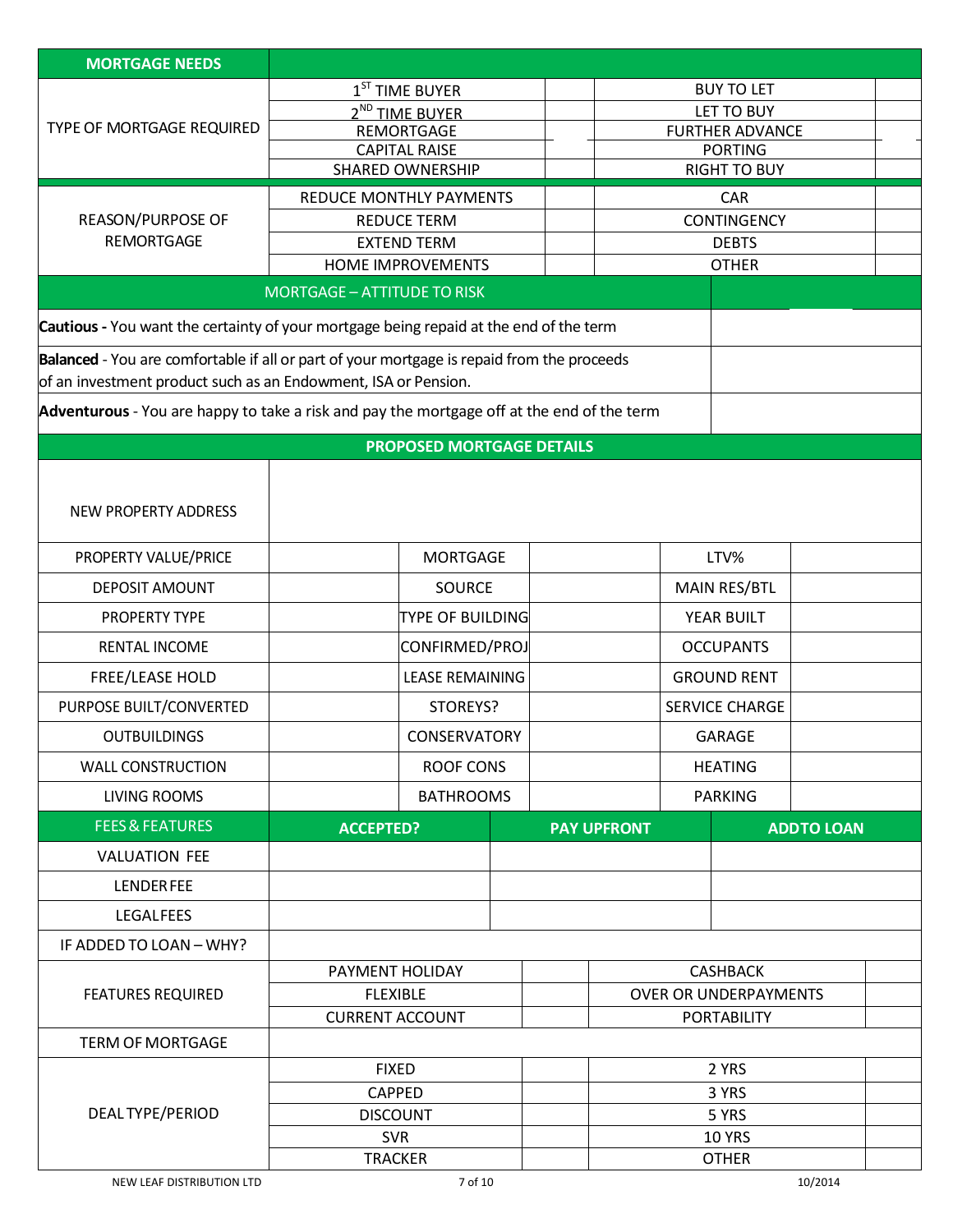## MORTGAGE NEEDS

| | | | | |
|---|---|---|---|---|
| TYPE OF MORTGAGE REQUIRED | 1ST TIME BUYER | | BUY TO LET | |
| | 2ND TIME BUYER | | LET TO BUY | |
| | REMORTGAGE | | FURTHER ADVANCE | |
| | CAPITAL RAISE | | PORTING | |
| | SHARED OWNERSHIP | | RIGHT TO BUY | |
| REASON/PURPOSE OF REMORTGAGE | REDUCE MONTHLY PAYMENTS | | CAR | |
| | REDUCE TERM | | CONTINGENCY | |
| | EXTEND TERM | | DEBTS | |
| | HOME IMPROVEMENTS | | OTHER | |

## MORTGAGE – ATTITUDE TO RISK

| | |
|---|---|
| **Cautious -** You want the certainty of your mortgage being repaid at the end of the term | |
| **Balanced** - You are comfortable if all or part of your mortgage is repaid from the proceeds of an investment product such as an Endowment, ISA or Pension. | |
| **Adventurous** - You are happy to take a risk and pay the mortgage off at the end of the term | |

## PROPOSED MORTGAGE DETAILS

| | | | | | |
|---|---|---|---|---|---|
| NEW PROPERTY ADDRESS | | | | | |
| PROPERTY VALUE/PRICE | | MORTGAGE | | LTV% | |
| DEPOSIT AMOUNT | | SOURCE | | MAIN RES/BTL | |
| PROPERTY TYPE | | TYPE OF BUILDING | | YEAR BUILT | |
| RENTAL INCOME | | CONFIRMED/PROJ | | OCCUPANTS | |
| FREE/LEASE HOLD | | LEASE REMAINING | | GROUND RENT | |
| PURPOSE BUILT/CONVERTED | | STOREYS? | | SERVICE CHARGE | |
| OUTBUILDINGS | | CONSERVATORY | | GARAGE | |
| WALL CONSTRUCTION | | ROOF CONS | | HEATING | |
| LIVING ROOMS | | BATHROOMS | | PARKING | |

| FEES & FEATURES | ACCEPTED? | PAY UPFRONT | ADD TO LOAN |
|---|---|---|---|
| VALUATION FEE | | | |
| LENDER FEE | | | |
| LEGAL FEES | | | |
| IF ADDED TO LOAN – WHY? | | | |

| | | | | |
|---|---|---|---|---|
| FEATURES REQUIRED | PAYMENT HOLIDAY | | CASHBACK | |
| | FLEXIBLE | | OVER OR UNDERPAYMENTS | |
| | CURRENT ACCOUNT | | PORTABILITY | |
| TERM OF MORTGAGE | | | | |
| DEAL TYPE/PERIOD | FIXED | | 2 YRS | |
| | CAPPED | | 3 YRS | |
| | DISCOUNT | | 5 YRS | |
| | SVR | | 10 YRS | |
| | TRACKER | | OTHER | |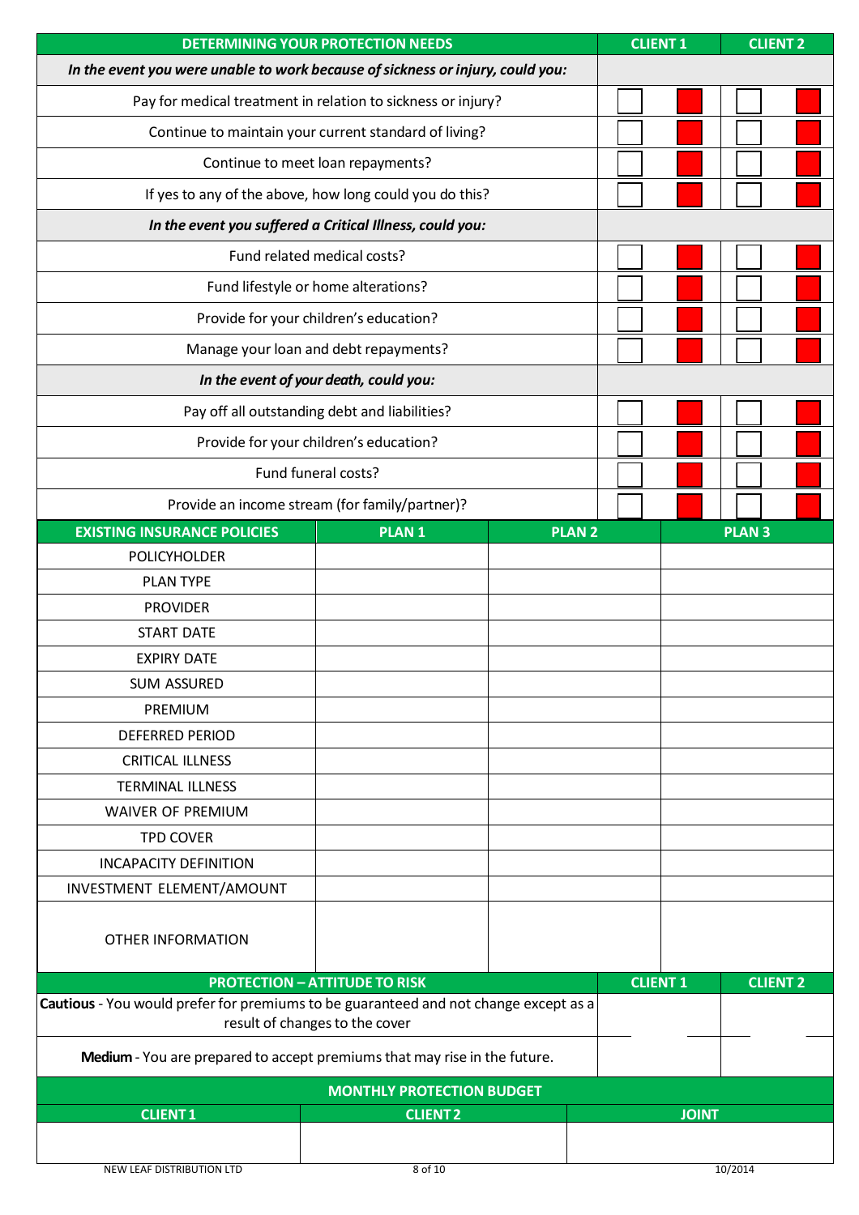| DETERMINING YOUR PROTECTION NEEDS | CLIENT 1 | CLIENT 2 |
|---|---|---|
| ***In the event you were unable to work because of sickness or injury, could you:*** | | |
| Pay for medical treatment in relation to sickness or injury? | | |
| Continue to maintain your current standard of living? | | |
| Continue to meet loan repayments? | | |
| If yes to any of the above, how long could you do this? | | |
| ***In the event you suffered a Critical Illness, could you:*** | | |
| Fund related medical costs? | | |
| Fund lifestyle or home alterations? | | |
| Provide for your children's education? | | |
| Manage your loan and debt repayments? | | |
| ***In the event of your death, could you:*** | | |
| Pay off all outstanding debt and liabilities? | | |
| Provide for your children's education? | | |
| Fund funeral costs? | | |
| Provide an income stream (for family/partner)? | | |

| EXISTING INSURANCE POLICIES | PLAN 1 | PLAN 2 | PLAN 3 |
|---|---|---|---|
| POLICYHOLDER | | | |
| PLAN TYPE | | | |
| PROVIDER | | | |
| START DATE | | | |
| EXPIRY DATE | | | |
| SUM ASSURED | | | |
| PREMIUM | | | |
| DEFERRED PERIOD | | | |
| CRITICAL ILLNESS | | | |
| TERMINAL ILLNESS | | | |
| WAIVER OF PREMIUM | | | |
| TPD COVER | | | |
| INCAPACITY DEFINITION | | | |
| INVESTMENT ELEMENT/AMOUNT | | | |
| OTHER INFORMATION | | | |

| PROTECTION – ATTITUDE TO RISK | CLIENT 1 | CLIENT 2 |
|---|---|---|
| **Cautious** - You would prefer for premiums to be guaranteed and not change except as a result of changes to the cover | | |
| **Medium** - You are prepared to accept premiums that may rise in the future. | | |

| MONTHLY PROTECTION BUDGET | | |
|---|---|---|
| CLIENT 1 | CLIENT 2 | JOINT |
| | | |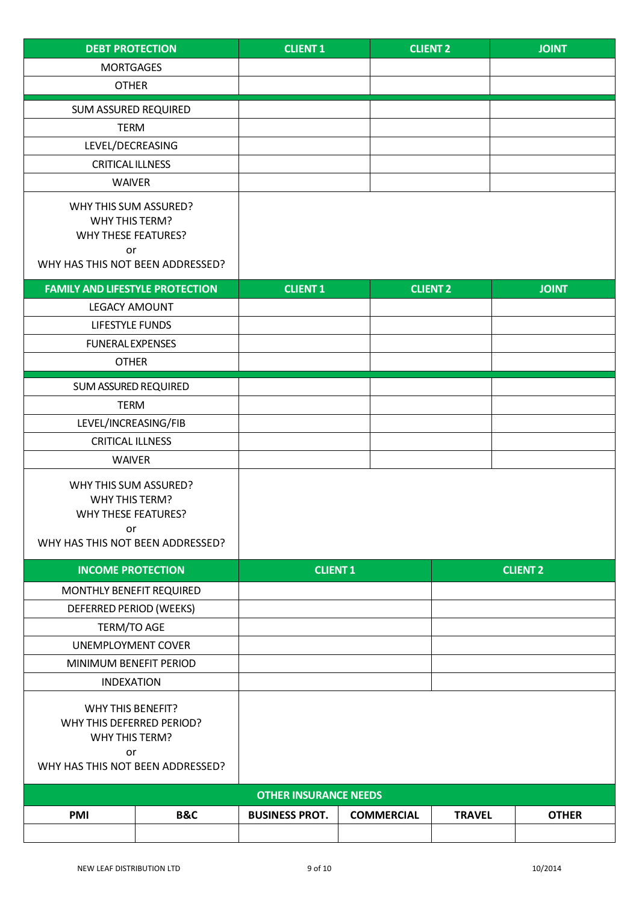| DEBT PROTECTION | CLIENT 1 | CLIENT 2 | JOINT |
|---|---|---|---|
| MORTGAGES | | | |
| OTHER | | | |
| SUM ASSURED REQUIRED | | | |
| TERM | | | |
| LEVEL/DECREASING | | | |
| CRITICAL ILLNESS | | | |
| WAIVER | | | |
| WHY THIS SUM ASSURED? WHY THIS TERM? WHY THESE FEATURES? or WHY HAS THIS NOT BEEN ADDRESSED? | | | |

| FAMILY AND LIFESTYLE PROTECTION | CLIENT 1 | CLIENT 2 | JOINT |
|---|---|---|---|
| LEGACY AMOUNT | | | |
| LIFESTYLE FUNDS | | | |
| FUNERAL EXPENSES | | | |
| OTHER | | | |
| SUM ASSURED REQUIRED | | | |
| TERM | | | |
| LEVEL/INCREASING/FIB | | | |
| CRITICAL ILLNESS | | | |
| WAIVER | | | |
| WHY THIS SUM ASSURED? WHY THIS TERM? WHY THESE FEATURES? or WHY HAS THIS NOT BEEN ADDRESSED? | | | |

| INCOME PROTECTION | CLIENT 1 | CLIENT 2 |
|---|---|---|
| MONTHLY BENEFIT REQUIRED | | |
| DEFERRED PERIOD (WEEKS) | | |
| TERM/TO AGE | | |
| UNEMPLOYMENT COVER | | |
| MINIMUM BENEFIT PERIOD | | |
| INDEXATION | | |
| WHY THIS BENEFIT? WHY THIS DEFERRED PERIOD? WHY THIS TERM? or WHY HAS THIS NOT BEEN ADDRESSED? | | |

| OTHER INSURANCE NEEDS | | | | | |
|---|---|---|---|---|---|
| **PMI** | **B&C** | **BUSINESS PROT.** | **COMMERCIAL** | **TRAVEL** | **OTHER** |
| | | | | | |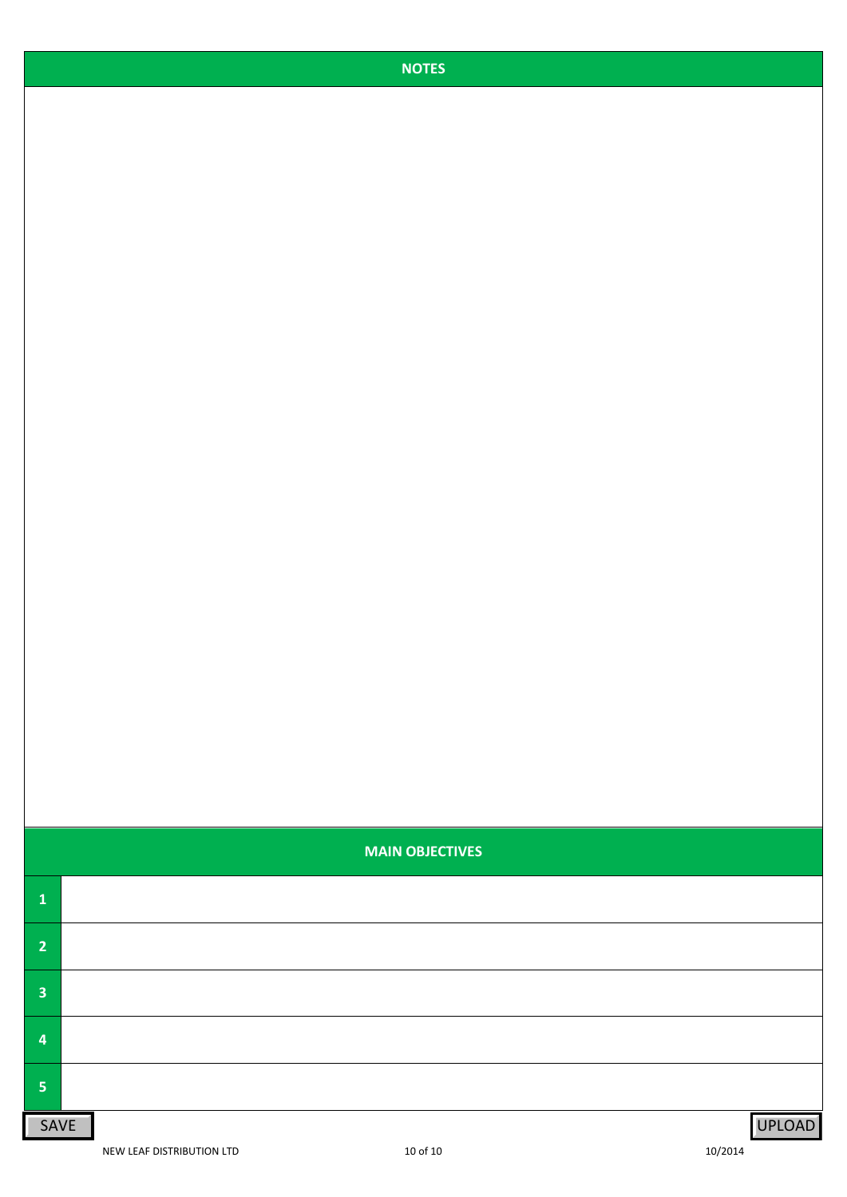## NOTES

## MAIN OBJECTIVES

| | |
|---|---|
| 1 | |
| 2 | |
| 3 | |
| 4 | |
| 5 | |

SAVE

UPLOAD

NEW LEAF DISTRIBUTION LTD

10/2014